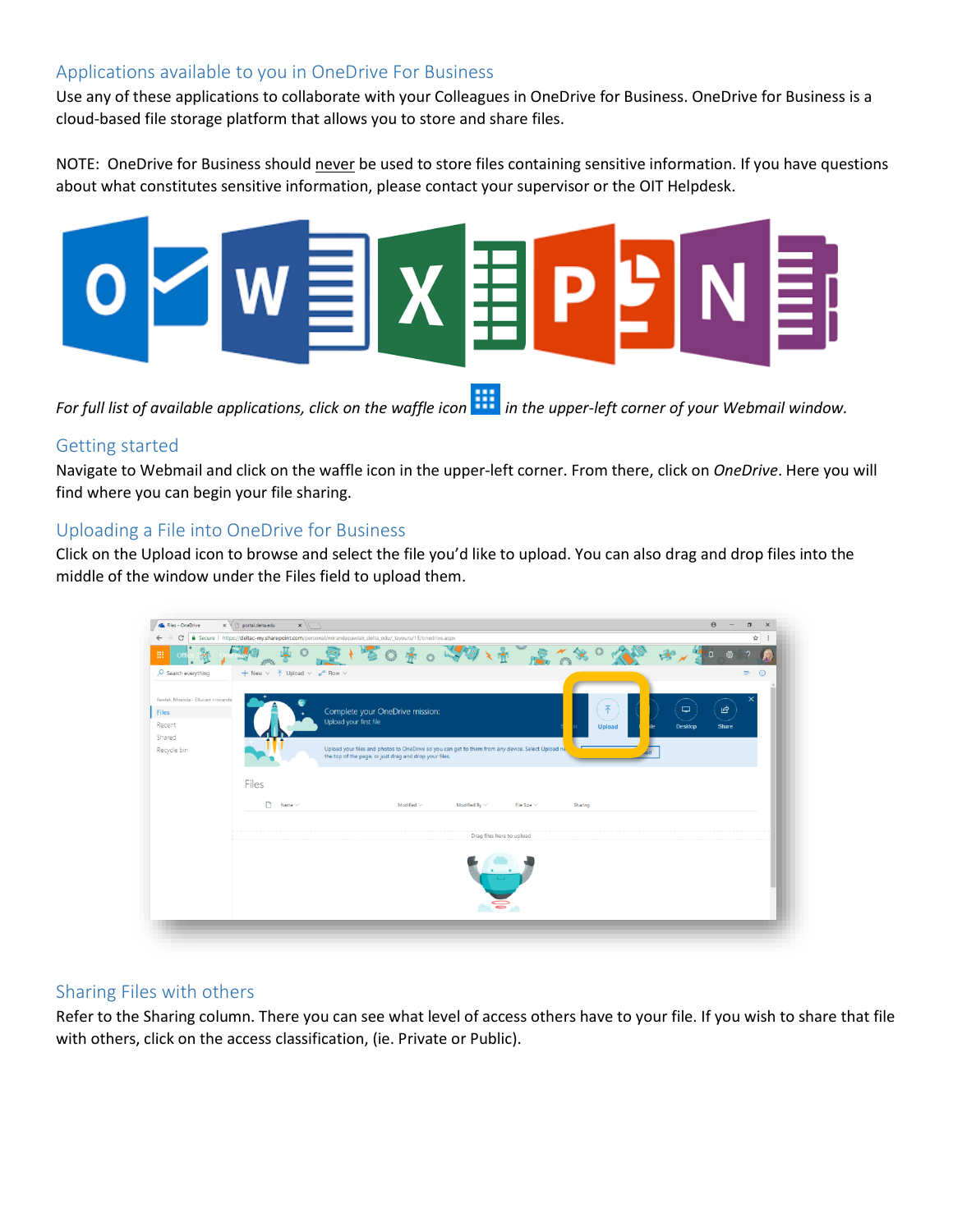## Applications available to you in OneDrive For Business

Use any of these applications to collaborate with your Colleagues in OneDrive for Business. OneDrive for Business is a cloud-based file storage platform that allows you to store and share files.

NOTE: OneDrive for Business should <u>never</u> be used to store files containing sensitive information. If you have questions about what constitutes sensitive information, please contact your supervisor or the OIT Helpdesk.

*For full list of available applications, click on the waffle icon in the upper-left corner of your Webmail window.*

## Getting started

Navigate to Webmail and click on the waffle icon in the upper-left corner. From there, click on *OneDrive*. Here you will find where you can begin your file sharing.

## Uploading a File into OneDrive for Business

Click on the Upload icon to browse and select the file you'd like to upload. You can also drag and drop files into the middle of the window under the Files field to upload them.

## Sharing Files with others

Refer to the Sharing column. There you can see what level of access others have to your file. If you wish to share that file with others, click on the access classification, (ie. Private or Public).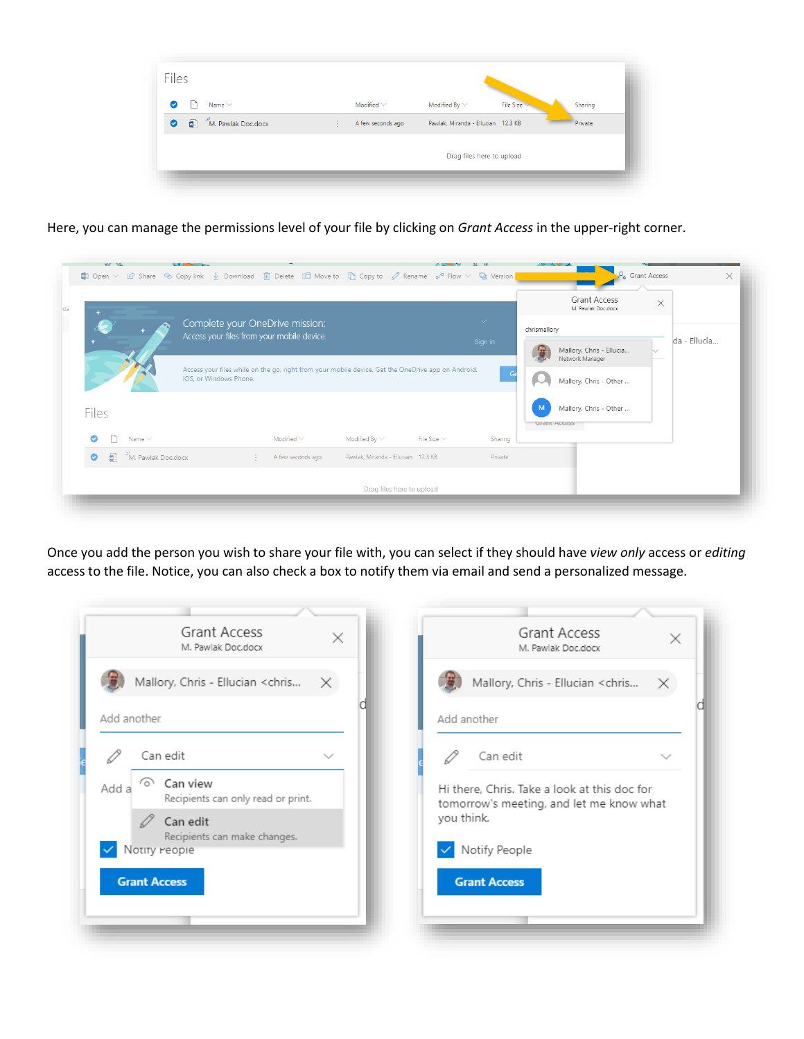Here, you can manage the permissions level of your file by clicking on *Grant Access* in the upper-right corner.

Once you add the person you wish to share your file with, you can select if they should have *view only* access or *editing* access to the file. Notice, you can also check a box to notify them via email and send a personalized message.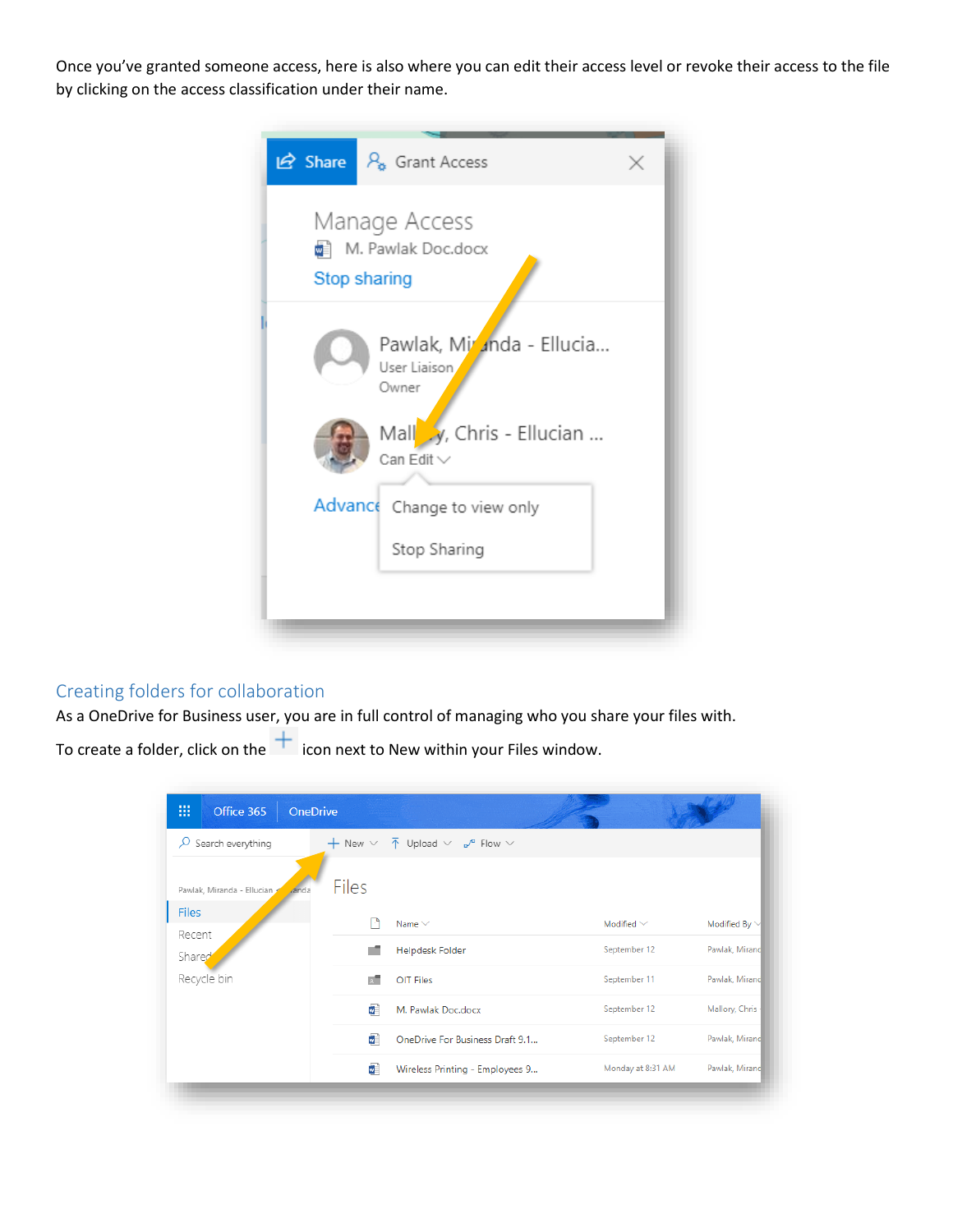Once you've granted someone access, here is also where you can edit their access level or revoke their access to the file by clicking on the access classification under their name.

## Creating folders for collaboration

As a OneDrive for Business user, you are in full control of managing who you share your files with.

To create a folder, click on the + icon next to New within your Files window.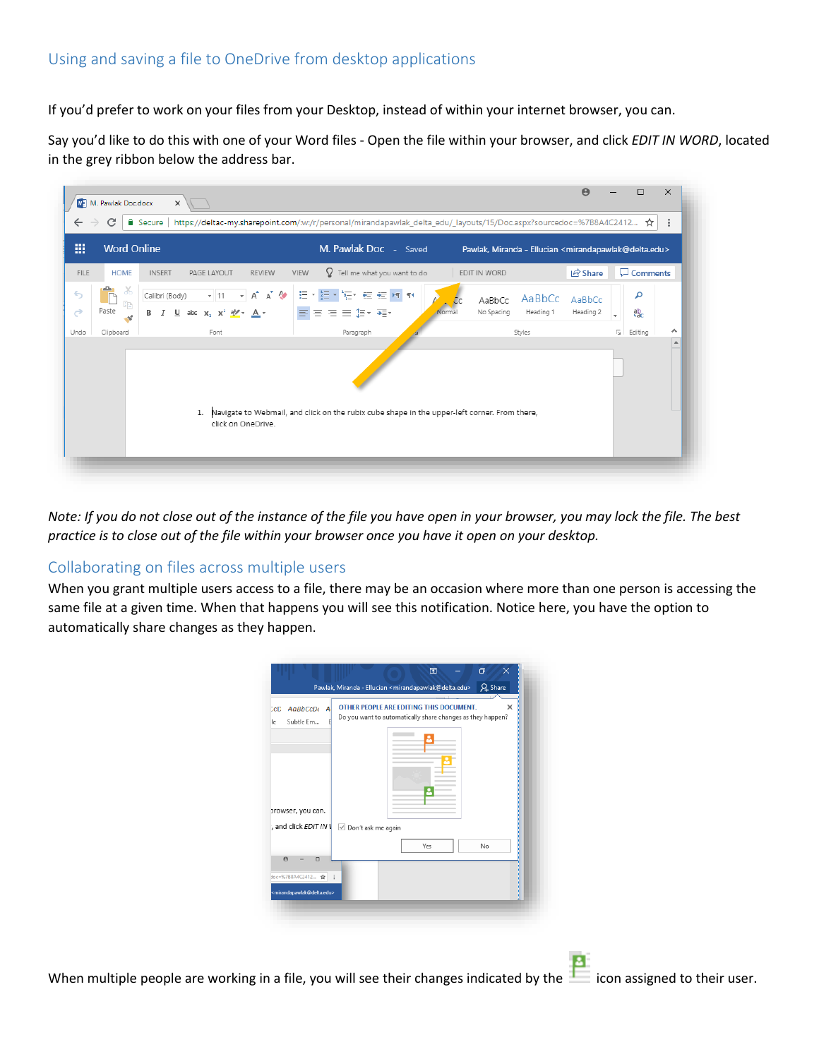## Using and saving a file to OneDrive from desktop applications

If you'd prefer to work on your files from your Desktop, instead of within your internet browser, you can.

Say you'd like to do this with one of your Word files - Open the file within your browser, and click *EDIT IN WORD*, located in the grey ribbon below the address bar.

*Note: If you do not close out of the instance of the file you have open in your browser, you may lock the file. The best practice is to close out of the file within your browser once you have it open on your desktop.*

## Collaborating on files across multiple users

When you grant multiple users access to a file, there may be an occasion where more than one person is accessing the same file at a given time. When that happens you will see this notification. Notice here, you have the option to automatically share changes as they happen.

When multiple people are working in a file, you will see their changes indicated by the icon assigned to their user.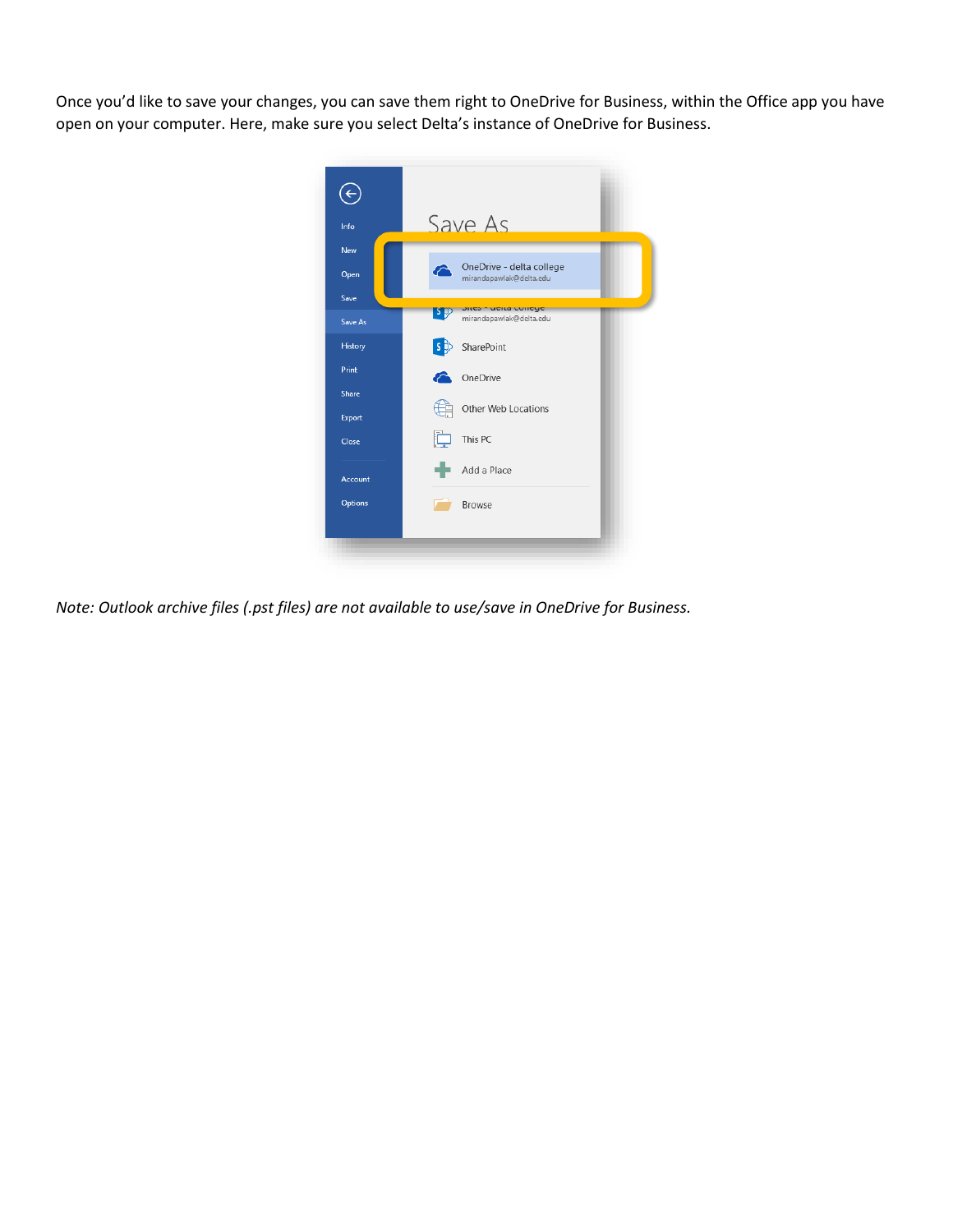Once you'd like to save your changes, you can save them right to OneDrive for Business, within the Office app you have open on your computer. Here, make sure you select Delta's instance of OneDrive for Business.

*Note: Outlook archive files (.pst files) are not available to use/save in OneDrive for Business.*